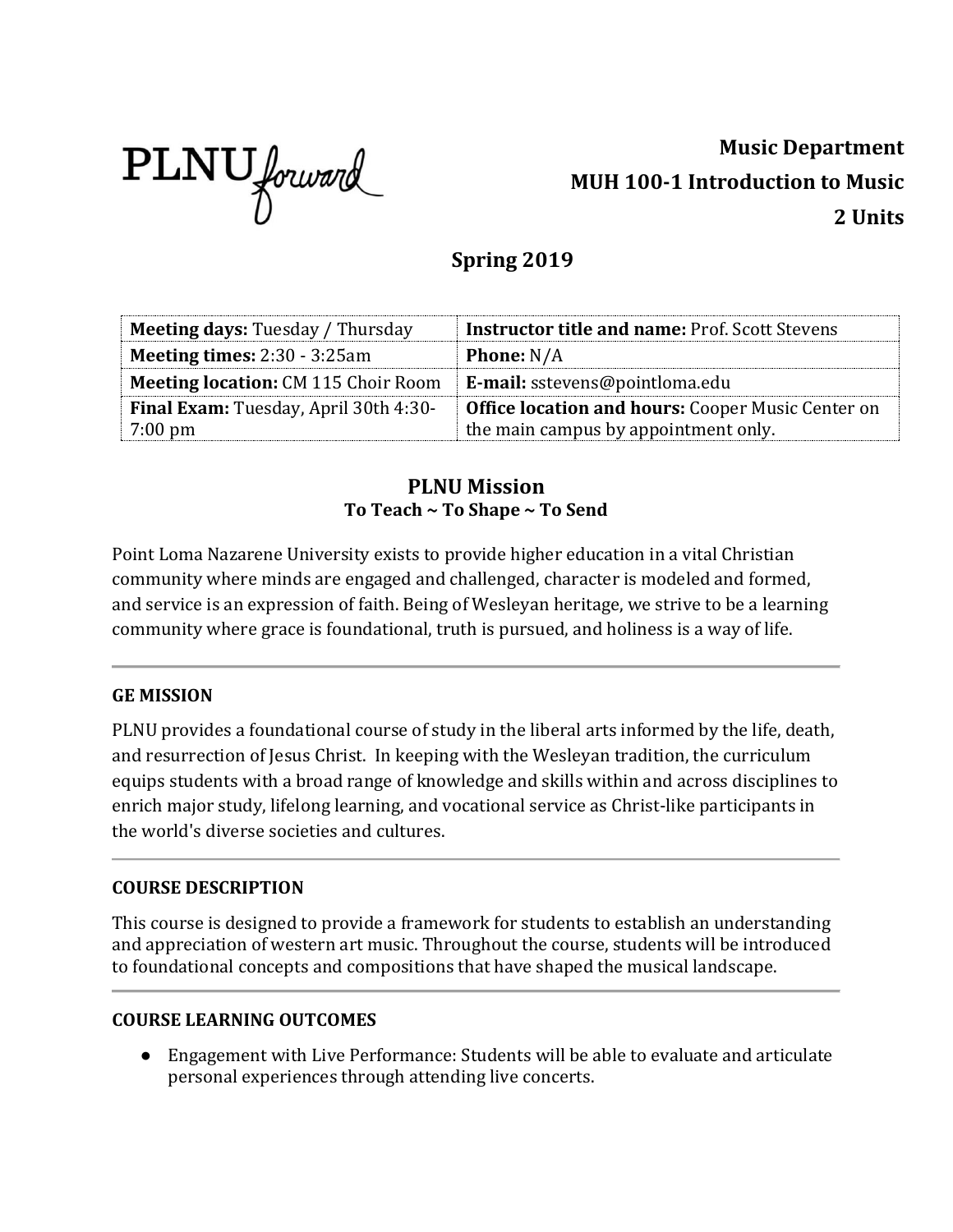PLNU*forward*

**Music Department**
**MUH 100-1 Introduction to Music**
**2 Units**

## Spring 2019

| | |
|---|---|
| **Meeting days:** Tuesday / Thursday | **Instructor title and name:** Prof. Scott Stevens |
| **Meeting times:** 2:30 - 3:25am | **Phone:** N/A |
| **Meeting location:** CM 115 Choir Room | **E-mail:** sstevens@pointloma.edu |
| **Final Exam:** Tuesday, April 30th 4:30-7:00 pm | **Office location and hours:** Cooper Music Center on the main campus by appointment only. |

## PLNU Mission
### To Teach ~ To Shape ~ To Send

Point Loma Nazarene University exists to provide higher education in a vital Christian community where minds are engaged and challenged, character is modeled and formed, and service is an expression of faith. Being of Wesleyan heritage, we strive to be a learning community where grace is foundational, truth is pursued, and holiness is a way of life.

---

### GE MISSION

PLNU provides a foundational course of study in the liberal arts informed by the life, death, and resurrection of Jesus Christ. In keeping with the Wesleyan tradition, the curriculum equips students with a broad range of knowledge and skills within and across disciplines to enrich major study, lifelong learning, and vocational service as Christ-like participants in the world's diverse societies and cultures.

---

### COURSE DESCRIPTION

This course is designed to provide a framework for students to establish an understanding and appreciation of western art music. Throughout the course, students will be introduced to foundational concepts and compositions that have shaped the musical landscape.

---

### COURSE LEARNING OUTCOMES

- Engagement with Live Performance: Students will be able to evaluate and articulate personal experiences through attending live concerts.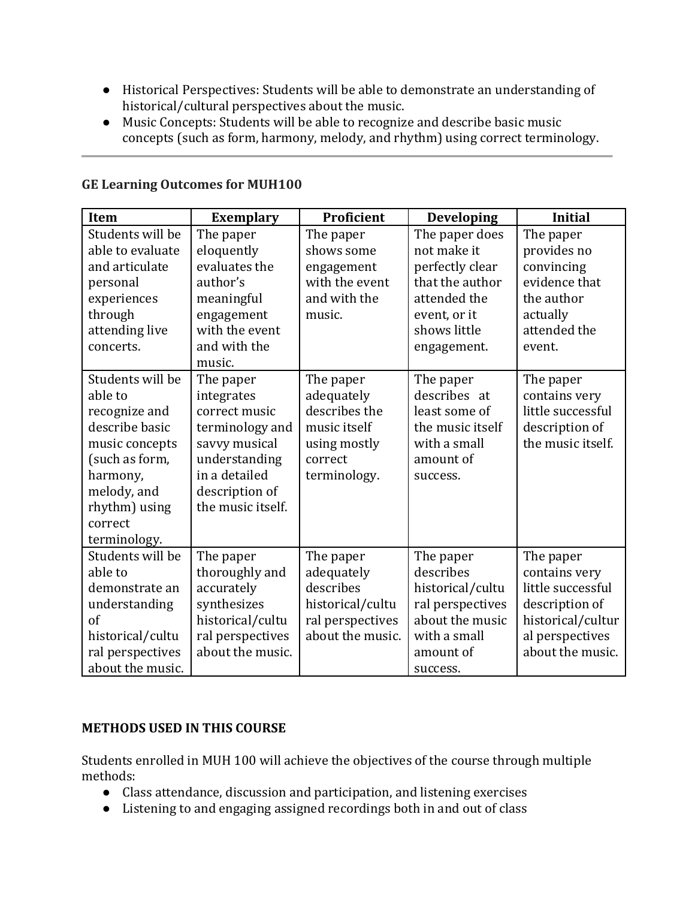- Historical Perspectives: Students will be able to demonstrate an understanding of historical/cultural perspectives about the music.
- Music Concepts: Students will be able to recognize and describe basic music concepts (such as form, harmony, melody, and rhythm) using correct terminology.

---

**GE Learning Outcomes for MUH100**

| Item | Exemplary | Proficient | Developing | Initial |
|---|---|---|---|---|
| Students will be able to evaluate and articulate personal experiences through attending live concerts. | The paper eloquently evaluates the author's meaningful engagement with the event and with the music. | The paper shows some engagement with the event and with the music. | The paper does not make it perfectly clear that the author attended the event, or it shows little engagement. | The paper provides no convincing evidence that the author actually attended the event. |
| Students will be able to recognize and describe basic music concepts (such as form, harmony, melody, and rhythm) using correct terminology. | The paper integrates correct music terminology and savvy musical understanding in a detailed description of the music itself. | The paper adequately describes the music itself using mostly correct terminology. | The paper describes at least some of the music itself with a small amount of success. | The paper contains very little successful description of the music itself. |
| Students will be able to demonstrate an understanding of historical/cultural perspectives about the music. | The paper thoroughly and accurately synthesizes historical/cultural perspectives about the music. | The paper adequately describes historical/cultural perspectives about the music. | The paper describes historical/cultural perspectives about the music with a small amount of success. | The paper contains very little successful description of historical/cultural perspectives about the music. |

**METHODS USED IN THIS COURSE**

Students enrolled in MUH 100 will achieve the objectives of the course through multiple methods:

- Class attendance, discussion and participation, and listening exercises
- Listening to and engaging assigned recordings both in and out of class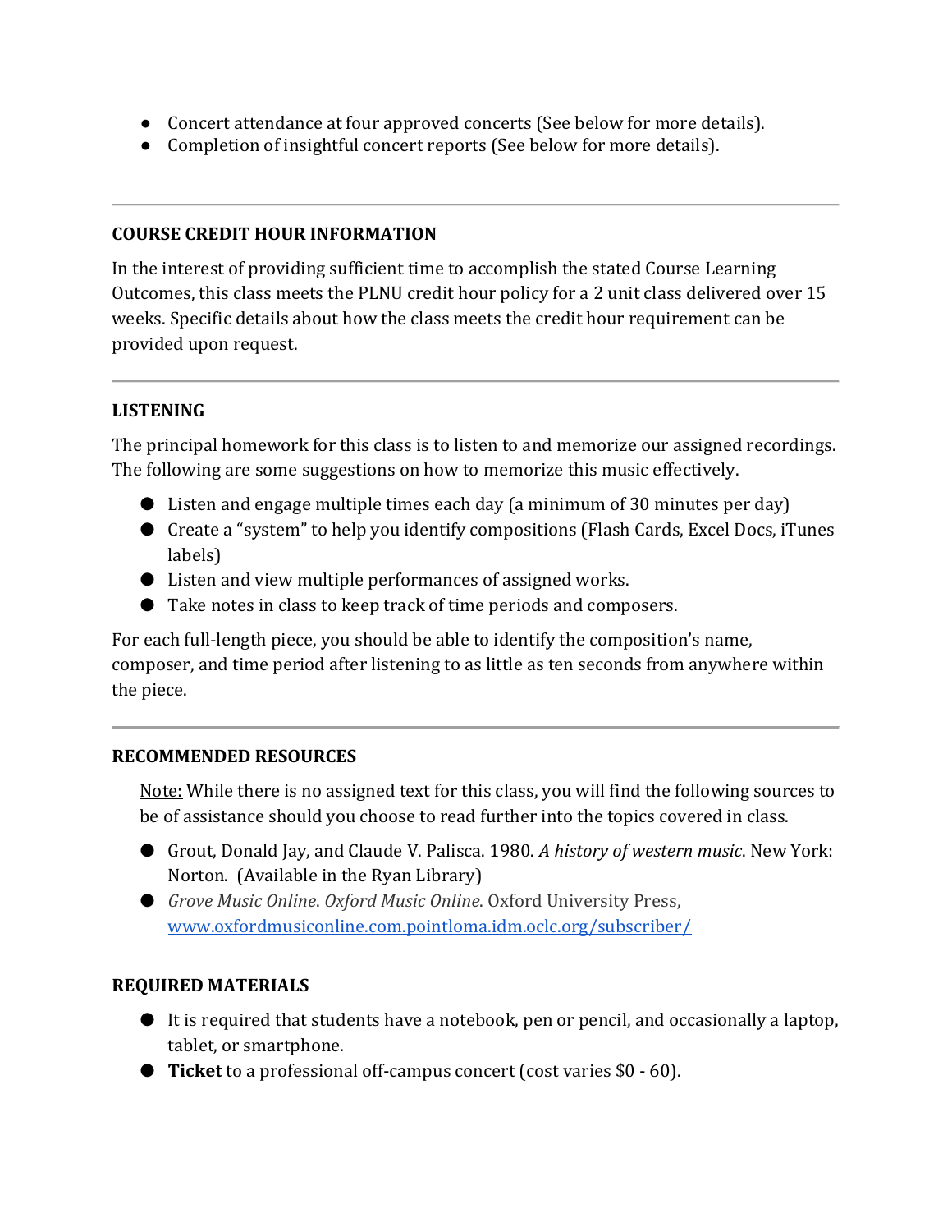- Concert attendance at four approved concerts (See below for more details).
- Completion of insightful concert reports (See below for more details).

---

### COURSE CREDIT HOUR INFORMATION

In the interest of providing sufficient time to accomplish the stated Course Learning Outcomes, this class meets the PLNU credit hour policy for a 2 unit class delivered over 15 weeks. Specific details about how the class meets the credit hour requirement can be provided upon request.

---

### LISTENING

The principal homework for this class is to listen to and memorize our assigned recordings. The following are some suggestions on how to memorize this music effectively.

- Listen and engage multiple times each day (a minimum of 30 minutes per day)
- Create a "system" to help you identify compositions (Flash Cards, Excel Docs, iTunes labels)
- Listen and view multiple performances of assigned works.
- Take notes in class to keep track of time periods and composers.

For each full-length piece, you should be able to identify the composition's name, composer, and time period after listening to as little as ten seconds from anywhere within the piece.

---

### RECOMMENDED RESOURCES

Note: While there is no assigned text for this class, you will find the following sources to be of assistance should you choose to read further into the topics covered in class.

- Grout, Donald Jay, and Claude V. Palisca. 1980. *A history of western music*. New York: Norton. (Available in the Ryan Library)
- *Grove Music Online*. *Oxford Music Online*. Oxford University Press, [www.oxfordmusiconline.com.pointloma.idm.oclc.org/subscriber/](http://www.oxfordmusiconline.com.pointloma.idm.oclc.org/subscriber/)

### REQUIRED MATERIALS

- It is required that students have a notebook, pen or pencil, and occasionally a laptop, tablet, or smartphone.
- **Ticket** to a professional off-campus concert (cost varies $0 - 60).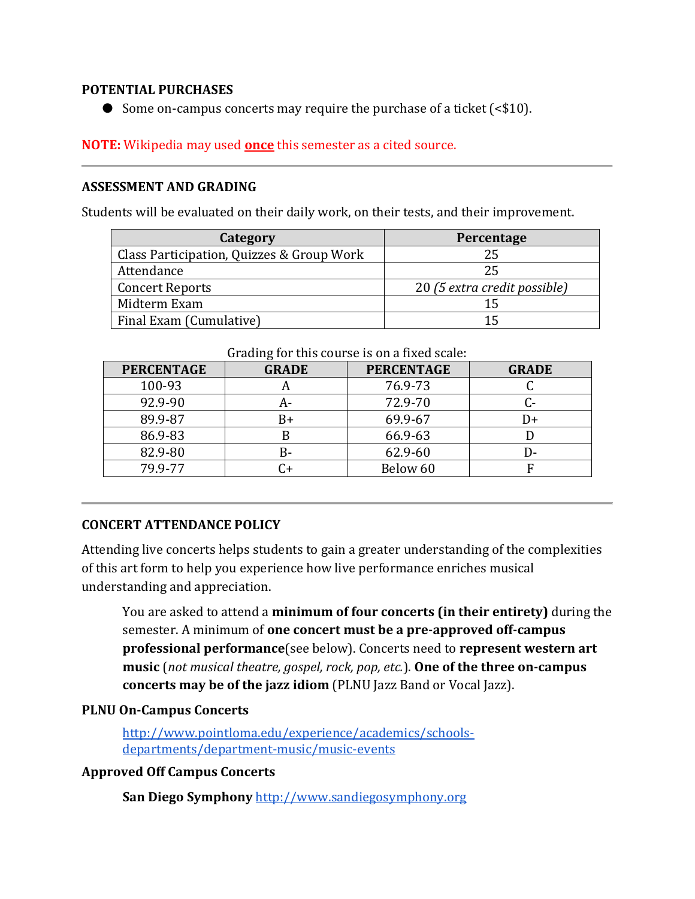**POTENTIAL PURCHASES**

- Some on-campus concerts may require the purchase of a ticket (<$10).

**NOTE:** Wikipedia may used **once** this semester as a cited source.

---

**ASSESSMENT AND GRADING**

Students will be evaluated on their daily work, on their tests, and their improvement.

| Category | Percentage |
| --- | --- |
| Class Participation, Quizzes & Group Work | 25 |
| Attendance | 25 |
| Concert Reports | 20 *(5 extra credit possible)* |
| Midterm Exam | 15 |
| Final Exam (Cumulative) | 15 |

Grading for this course is on a fixed scale:

| PERCENTAGE | GRADE | PERCENTAGE | GRADE |
| --- | --- | --- | --- |
| 100-93 | A | 76.9-73 | C |
| 92.9-90 | A- | 72.9-70 | C- |
| 89.9-87 | B+ | 69.9-67 | D+ |
| 86.9-83 | B | 66.9-63 | D |
| 82.9-80 | B- | 62.9-60 | D- |
| 79.9-77 | C+ | Below 60 | F |

---

**CONCERT ATTENDANCE POLICY**

Attending live concerts helps students to gain a greater understanding of the complexities of this art form to help you experience how live performance enriches musical understanding and appreciation.

> You are asked to attend a **minimum of four concerts (in their entirety)** during the semester. A minimum of **one concert must be a pre-approved off-campus professional performance**(see below). Concerts need to **represent western art music** (*not musical theatre, gospel, rock, pop, etc.*). **One of the three on-campus concerts may be of the jazz idiom** (PLNU Jazz Band or Vocal Jazz).

**PLNU On-Campus Concerts**

> http://www.pointloma.edu/experience/academics/schools-departments/department-music/music-events

**Approved Off Campus Concerts**

> **San Diego Symphony** http://www.sandiegosymphony.org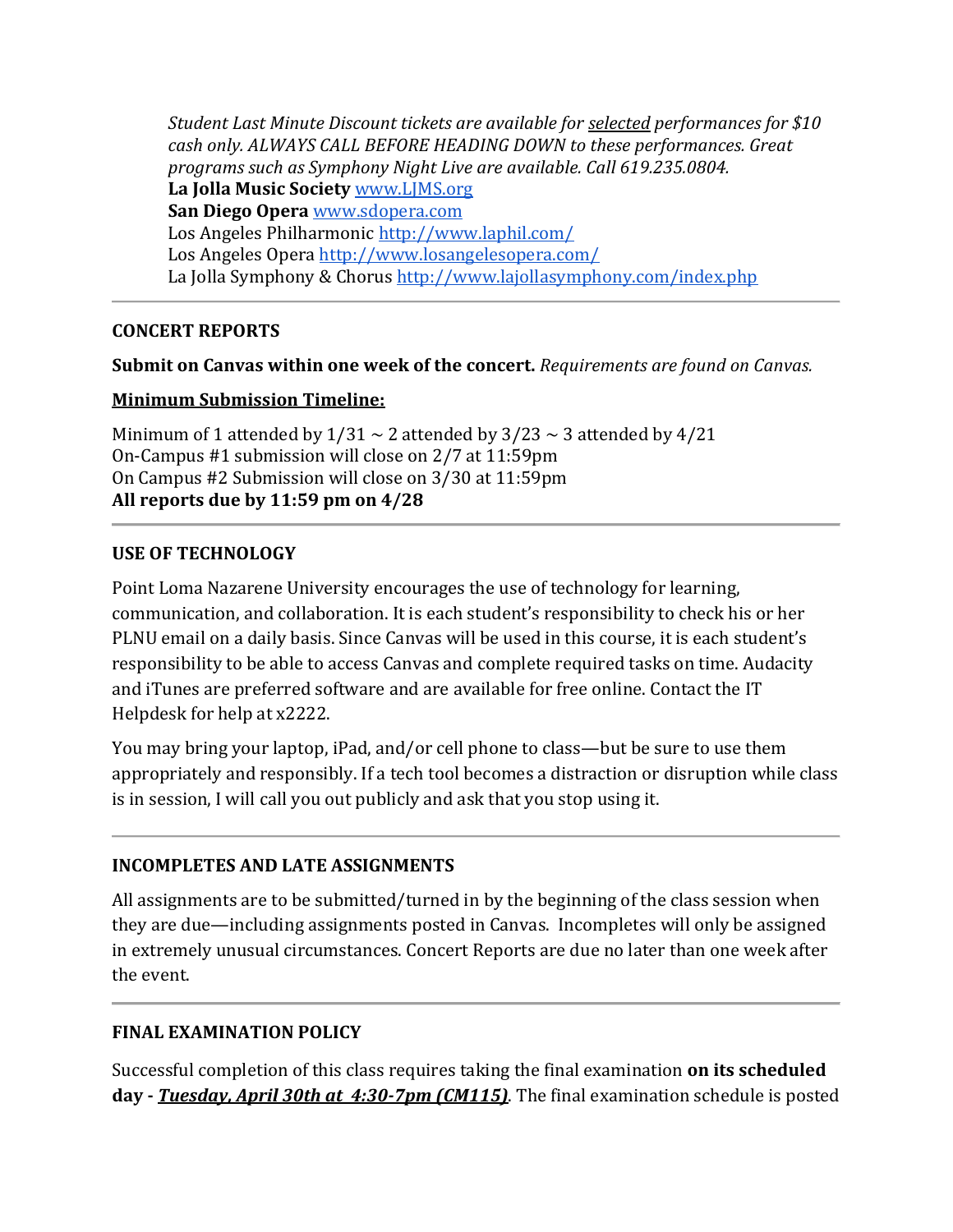*Student Last Minute Discount tickets are available for selected performances for $10 cash only. ALWAYS CALL BEFORE HEADING DOWN to these performances. Great programs such as Symphony Night Live are available. Call 619.235.0804.*
**La Jolla Music Society** [www.LJMS.org](http://www.LJMS.org)
**San Diego Opera** [www.sdopera.com](http://www.sdopera.com)
Los Angeles Philharmonic [http://www.laphil.com/](http://www.laphil.com/)
Los Angeles Opera [http://www.losangelesopera.com/](http://www.losangelesopera.com/)
La Jolla Symphony & Chorus [http://www.lajollasymphony.com/index.php](http://www.lajollasymphony.com/index.php)

---

### CONCERT REPORTS

**Submit on Canvas within one week of the concert.** *Requirements are found on Canvas.*

**Minimum Submission Timeline:**

Minimum of 1 attended by 1/31 ~ 2 attended by 3/23 ~ 3 attended by 4/21
On-Campus #1 submission will close on 2/7 at 11:59pm
On Campus #2 Submission will close on 3/30 at 11:59pm
**All reports due by 11:59 pm on 4/28**

---

### USE OF TECHNOLOGY

Point Loma Nazarene University encourages the use of technology for learning, communication, and collaboration. It is each student's responsibility to check his or her PLNU email on a daily basis. Since Canvas will be used in this course, it is each student's responsibility to be able to access Canvas and complete required tasks on time. Audacity and iTunes are preferred software and are available for free online. Contact the IT Helpdesk for help at x2222.

You may bring your laptop, iPad, and/or cell phone to class—but be sure to use them appropriately and responsibly. If a tech tool becomes a distraction or disruption while class is in session, I will call you out publicly and ask that you stop using it.

---

### INCOMPLETES AND LATE ASSIGNMENTS

All assignments are to be submitted/turned in by the beginning of the class session when they are due—including assignments posted in Canvas. Incompletes will only be assigned in extremely unusual circumstances. Concert Reports are due no later than one week after the event.

---

### FINAL EXAMINATION POLICY

Successful completion of this class requires taking the final examination **on its scheduled day - *Tuesday, April 30th at 4:30-7pm (CM115)***. The final examination schedule is posted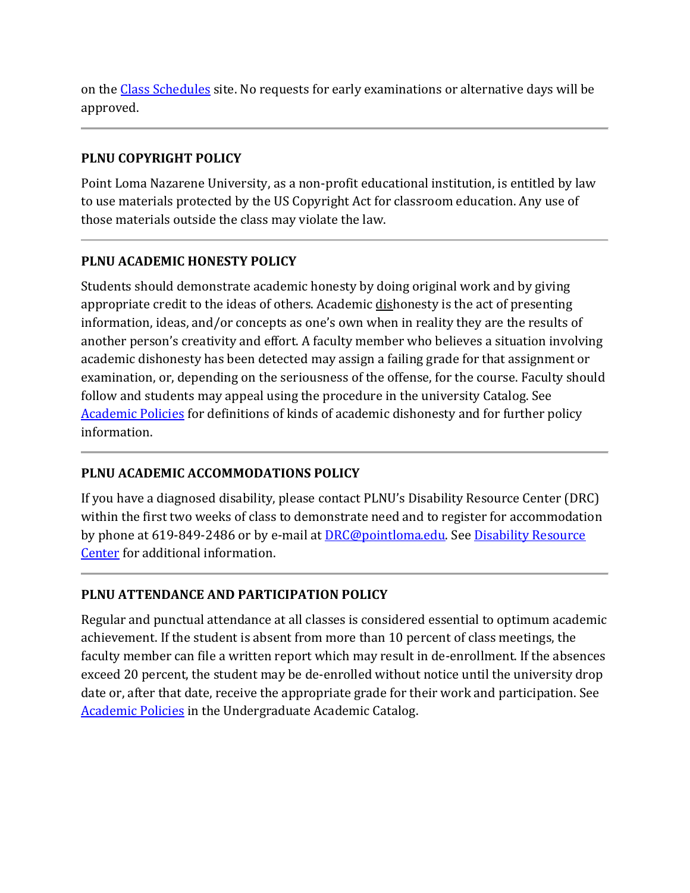on the [Class Schedules]() site. No requests for early examinations or alternative days will be approved.

---

## PLNU COPYRIGHT POLICY

Point Loma Nazarene University, as a non-profit educational institution, is entitled by law to use materials protected by the US Copyright Act for classroom education. Any use of those materials outside the class may violate the law.

---

## PLNU ACADEMIC HONESTY POLICY

Students should demonstrate academic honesty by doing original work and by giving appropriate credit to the ideas of others. Academic dishonesty is the act of presenting information, ideas, and/or concepts as one's own when in reality they are the results of another person's creativity and effort. A faculty member who believes a situation involving academic dishonesty has been detected may assign a failing grade for that assignment or examination, or, depending on the seriousness of the offense, for the course. Faculty should follow and students may appeal using the procedure in the university Catalog. See [Academic Policies]() for definitions of kinds of academic dishonesty and for further policy information.

---

## PLNU ACADEMIC ACCOMMODATIONS POLICY

If you have a diagnosed disability, please contact PLNU's Disability Resource Center (DRC) within the first two weeks of class to demonstrate need and to register for accommodation by phone at 619-849-2486 or by e-mail at [DRC@pointloma.edu](mailto:DRC@pointloma.edu). See [Disability Resource Center]() for additional information.

---

## PLNU ATTENDANCE AND PARTICIPATION POLICY

Regular and punctual attendance at all classes is considered essential to optimum academic achievement. If the student is absent from more than 10 percent of class meetings, the faculty member can file a written report which may result in de-enrollment. If the absences exceed 20 percent, the student may be de-enrolled without notice until the university drop date or, after that date, receive the appropriate grade for their work and participation. See [Academic Policies]() in the Undergraduate Academic Catalog.